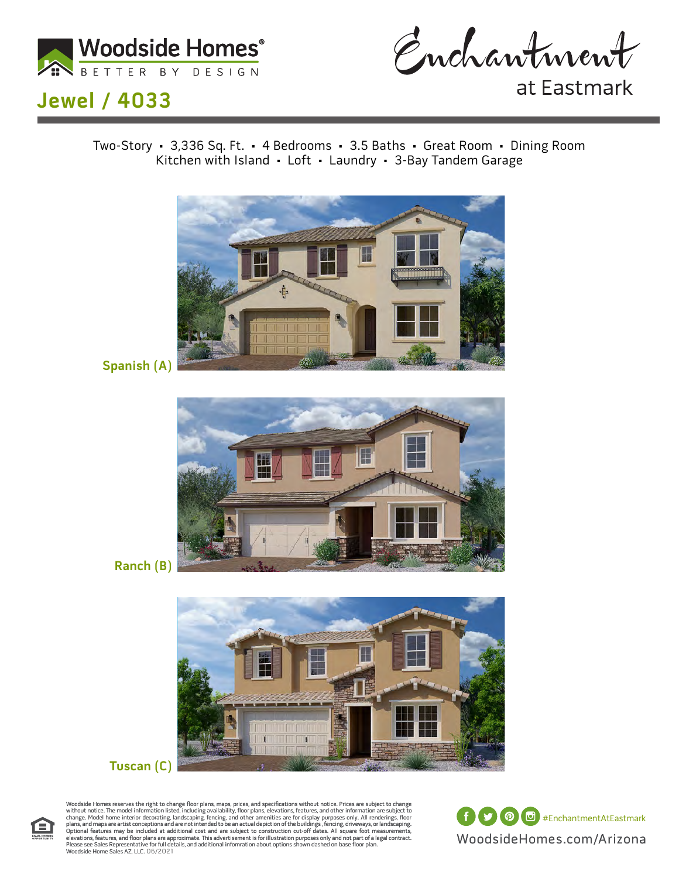Woodside Homes®

BETTER BY DESIGN

Enchantment at Eastmark

# Jewel / 4033

Two-Story • 3,336 Sq. Ft. • 4 Bedrooms • 3.5 Baths • Great Room • Dining Room
Kitchen with Island • Loft • Laundry • 3-Bay Tandem Garage

Spanish (A)

Ranch (B)

Tuscan (C)

Woodside Homes reserves the right to change floor plans, maps, prices, and specifications without notice. Prices are subject to change without notice. The model information listed, including availability, floor plans, elevations, features, and other information are subject to change. Model home interior decorating, landscaping, fencing, and other amenities are for display purposes only. All renderings, floor plans, and maps are artist conceptions and are not intended to be an actual depiction of the buildings, fencing, driveways, or landscaping. Optional features may be included at additional cost and are subject to construction cut-off dates. All square foot measurements, elevations, features, and floor plans are approximate. This advertisement is for illustration purposes only and not part of a legal contract. Please see Sales Representative for full details, and additional infomration about options shown dashed on base floor plan. Woodside Home Sales AZ, LLC. 06/2021

#EnchantmentAtEastmark

WoodsideHomes.com/Arizona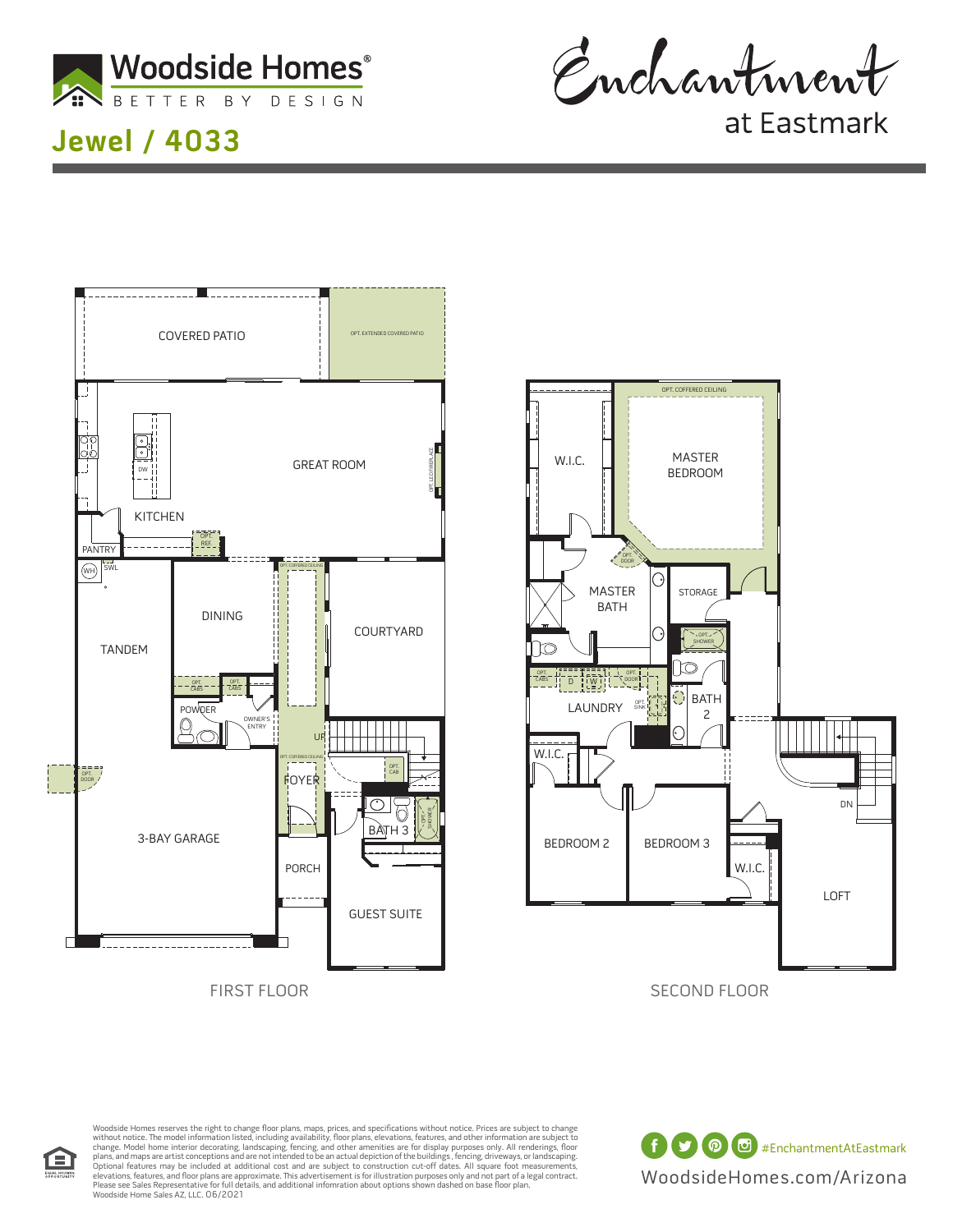# Woodside Homes®

BETTER BY DESIGN

## Jewel / 4033

Enchantment at Eastmark

COVERED PATIO

OPT. EXTENDED COVERED PATIO

GREAT ROOM

OPT. LED FIREPLACE

KITCHEN

DW

PANTRY

OPT. REF.

WH

SWL

OPT. COFFERED CEILING

DINING

COURTYARD

TANDEM

OPT. CABS

OPT. CABS

POWDER

OWNER'S ENTRY

UP

OPT. COFFERED CEILING

FOYER

OPT. CAB

OPT. DOOR

BATH 3

OPT. SHOWER

3-BAY GARAGE

PORCH

GUEST SUITE

FIRST FLOOR

OPT. COFFERED CEILING

W.I.C.

MASTER BEDROOM

OPT. DOOR

MASTER BATH

STORAGE

OPT. SHOWER

OPT. CABS

D

W

OPT. DOOR

LAUNDRY

OPT. SINK

BATH 2

W.I.C.

DN

BEDROOM 2

BEDROOM 3

W.I.C.

LOFT

SECOND FLOOR

Woodside Homes reserves the right to change floor plans, maps, prices, and specifications without notice. Prices are subject to change without notice. The model information listed, including availability, floor plans, elevations, features, and other information are subject to change. Model home interior decorating, landscaping, fencing, and other amenities are for display purposes only. All renderings, floor plans, and maps are artist conceptions and are not intended to be an actual depiction of the buildings, fencing, driveways, or landscaping. Optional features may be included at additional cost and are subject to construction cut-off dates. All square foot measurements, elevations, features, and floor plans are approximate. This advertisement is for illustration purposes only and not part of a legal contract. Please see Sales Representative for full details, and additional information about options shown dashed on base floor plan. Woodside Home Sales AZ, LLC. 06/2021

#EnchantmentAtEastmark

WoodsideHomes.com/Arizona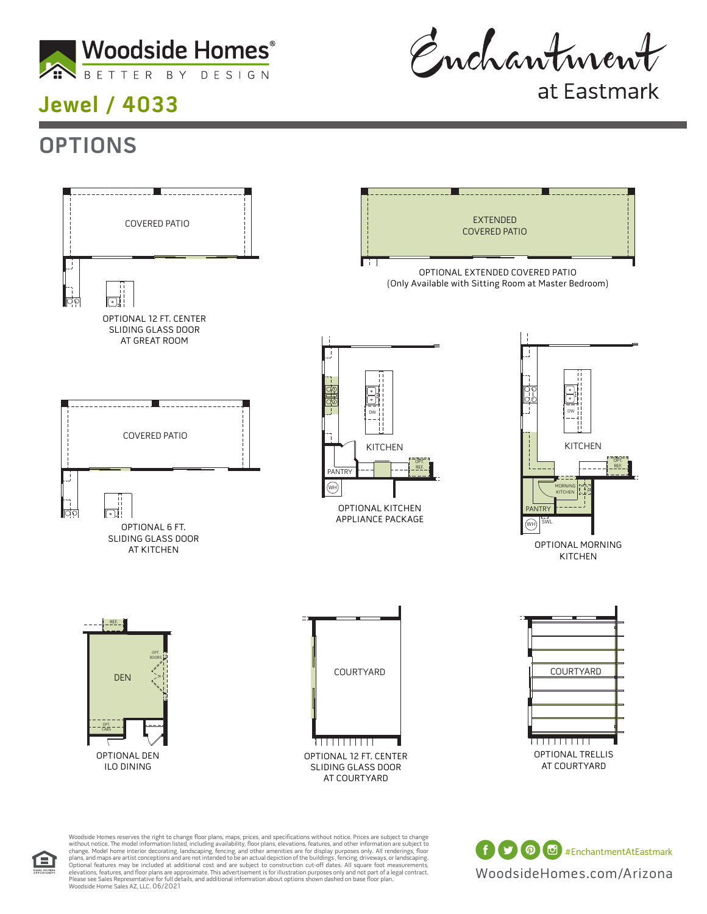Woodside Homes®
BETTER BY DESIGN

Enchantment at Eastmark

# Jewel / 4033

## OPTIONS

COVERED PATIO

OPTIONAL 12 FT. CENTER SLIDING GLASS DOOR AT GREAT ROOM

EXTENDED COVERED PATIO

OPTIONAL EXTENDED COVERED PATIO
(Only Available with Sitting Room at Master Bedroom)

COVERED PATIO

OPTIONAL 6 FT. SLIDING GLASS DOOR AT KITCHEN

KITCHEN
PANTRY
DW
OPT. REF.
WH

OPTIONAL KITCHEN APPLIANCE PACKAGE

KITCHEN
MORNING KITCHEN
PANTRY
DW
OPT. REF.
WH
SWL

OPTIONAL MORNING KITCHEN

DEN
REF.
OPT. DOORS
OPT. CABS

OPTIONAL DEN ILO DINING

COURTYARD

OPTIONAL 12 FT. CENTER SLIDING GLASS DOOR AT COURTYARD

COURTYARD

OPTIONAL TRELLIS AT COURTYARD

Woodside Homes reserves the right to change floor plans, maps, prices, and specifications without notice. Prices are subject to change without notice. The model information listed, including availability, floor plans, elevations, features, and other information are subject to change. Model home interior decorating, landscaping, fencing, and other amenities are for display purposes only. All renderings, floor plans, and maps are artist conceptions and are not intended to be an actual depiction of the buildings, fencing, driveways, or landscaping. Optional features may be included at additional cost and are subject to construction cut-off dates. All square foot measurements, elevations, features, and floor plans are approximate. This advertisement is for illustration purposes only and not part of a legal contract. Please see Sales Representative for full details, and additional infomration about options shown dashed on base floor plan.
Woodside Home Sales AZ, LLC. 06/2021

#EnchantmentAtEastmark

WoodsideHomes.com/Arizona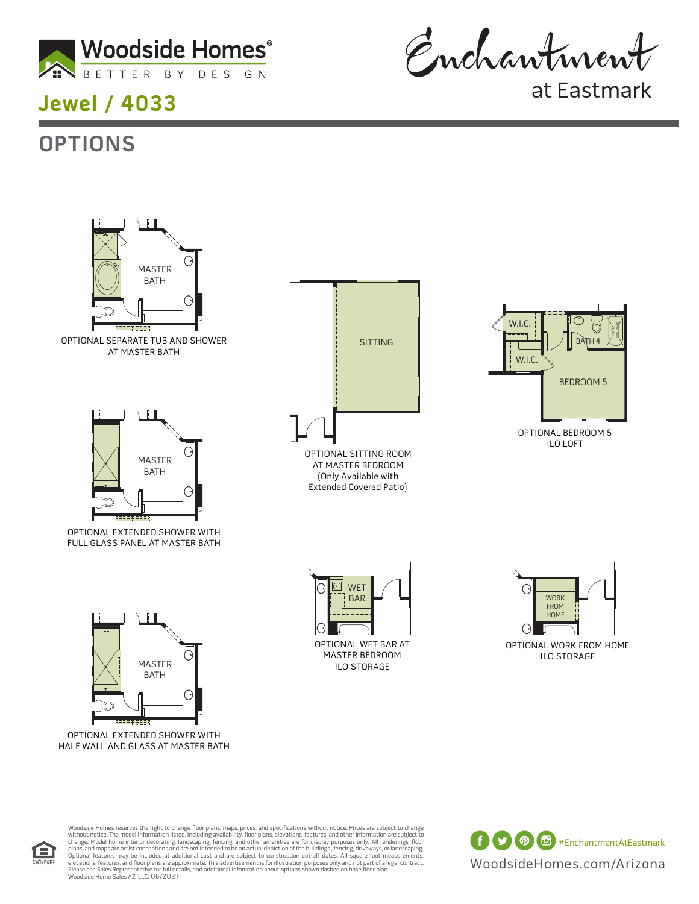Woodside Homes®
BETTER BY DESIGN

Enchantment at Eastmark

## Jewel / 4033

# OPTIONS

MASTER BATH

OPTIONAL SEPARATE TUB AND SHOWER AT MASTER BATH

SITTING

OPTIONAL SITTING ROOM AT MASTER BEDROOM (Only Available with Extended Covered Patio)

W.I.C.

BATH 4

W.I.C.

BEDROOM 5

OPTIONAL BEDROOM 5 ILO LOFT

MASTER BATH

OPTIONAL EXTENDED SHOWER WITH FULL GLASS PANEL AT MASTER BATH

WET BAR

OPTIONAL WET BAR AT MASTER BEDROOM ILO STORAGE

WORK FROM HOME

OPTIONAL WORK FROM HOME ILO STORAGE

MASTER BATH

OPTIONAL EXTENDED SHOWER WITH HALF WALL AND GLASS AT MASTER BATH

Woodside Homes reserves the right to change floor plans, maps, prices, and specifications without notice. Prices are subject to change without notice. The model information listed, including availability, floor plans, elevations, features, and other information are subject to change. Model home interior decorating, landscaping, fencing, and other amenities are for display purposes only. All renderings, floor plans, and maps are artist conceptions and are not intended to be an actual depiction of the buildings, fencing, driveways, or landscaping. Optional features may be included at additional cost and are subject to construction cut-off dates. All square foot measurements, elevations, features, and floor plans are approximate. This advertisement is for illustration purposes only and not part of a legal contract. Please see Sales Representative for full details, and additional infomration about options shown dashed on base floor plan. Woodside Home Sales AZ, LLC. 06/2021

#EnchantmentAtEastmark

WoodsideHomes.com/Arizona